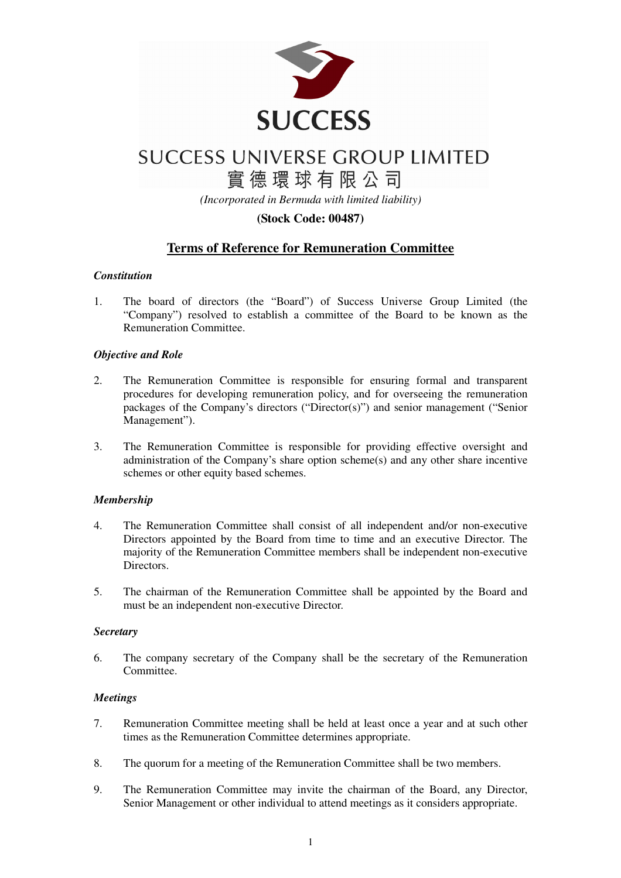SUCCESS

SUCCESS UNIVERSE GROUP LIMITED

實德環球有限公司

*(Incorporated in Bermuda with limited liability)*

**(Stock Code: 00487)**

# Terms of Reference for Remuneration Committee

***Constitution***

1. The board of directors (the "Board") of Success Universe Group Limited (the "Company") resolved to establish a committee of the Board to be known as the Remuneration Committee.

***Objective and Role***

2. The Remuneration Committee is responsible for ensuring formal and transparent procedures for developing remuneration policy, and for overseeing the remuneration packages of the Company's directors ("Director(s)") and senior management ("Senior Management").

3. The Remuneration Committee is responsible for providing effective oversight and administration of the Company's share option scheme(s) and any other share incentive schemes or other equity based schemes.

***Membership***

4. The Remuneration Committee shall consist of all independent and/or non-executive Directors appointed by the Board from time to time and an executive Director. The majority of the Remuneration Committee members shall be independent non-executive Directors.

5. The chairman of the Remuneration Committee shall be appointed by the Board and must be an independent non-executive Director.

***Secretary***

6. The company secretary of the Company shall be the secretary of the Remuneration Committee.

***Meetings***

7. Remuneration Committee meeting shall be held at least once a year and at such other times as the Remuneration Committee determines appropriate.

8. The quorum for a meeting of the Remuneration Committee shall be two members.

9. The Remuneration Committee may invite the chairman of the Board, any Director, Senior Management or other individual to attend meetings as it considers appropriate.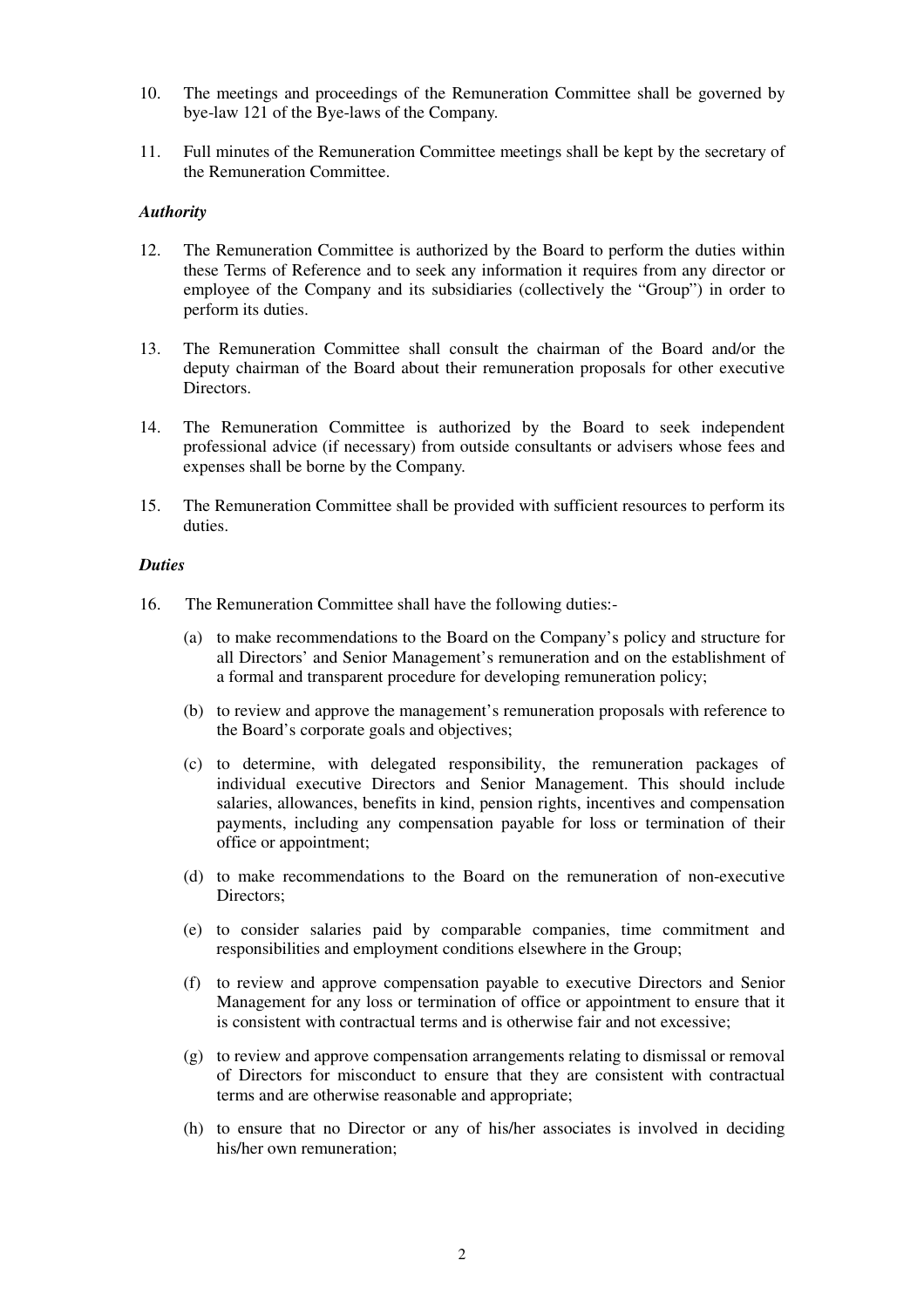10. The meetings and proceedings of the Remuneration Committee shall be governed by bye-law 121 of the Bye-laws of the Company.

11. Full minutes of the Remuneration Committee meetings shall be kept by the secretary of the Remuneration Committee.

***Authority***

12. The Remuneration Committee is authorized by the Board to perform the duties within these Terms of Reference and to seek any information it requires from any director or employee of the Company and its subsidiaries (collectively the "Group") in order to perform its duties.

13. The Remuneration Committee shall consult the chairman of the Board and/or the deputy chairman of the Board about their remuneration proposals for other executive Directors.

14. The Remuneration Committee is authorized by the Board to seek independent professional advice (if necessary) from outside consultants or advisers whose fees and expenses shall be borne by the Company.

15. The Remuneration Committee shall be provided with sufficient resources to perform its duties.

***Duties***

16. The Remuneration Committee shall have the following duties:-

    (a) to make recommendations to the Board on the Company's policy and structure for all Directors' and Senior Management's remuneration and on the establishment of a formal and transparent procedure for developing remuneration policy;

    (b) to review and approve the management's remuneration proposals with reference to the Board's corporate goals and objectives;

    (c) to determine, with delegated responsibility, the remuneration packages of individual executive Directors and Senior Management. This should include salaries, allowances, benefits in kind, pension rights, incentives and compensation payments, including any compensation payable for loss or termination of their office or appointment;

    (d) to make recommendations to the Board on the remuneration of non-executive Directors;

    (e) to consider salaries paid by comparable companies, time commitment and responsibilities and employment conditions elsewhere in the Group;

    (f) to review and approve compensation payable to executive Directors and Senior Management for any loss or termination of office or appointment to ensure that it is consistent with contractual terms and is otherwise fair and not excessive;

    (g) to review and approve compensation arrangements relating to dismissal or removal of Directors for misconduct to ensure that they are consistent with contractual terms and are otherwise reasonable and appropriate;

    (h) to ensure that no Director or any of his/her associates is involved in deciding his/her own remuneration;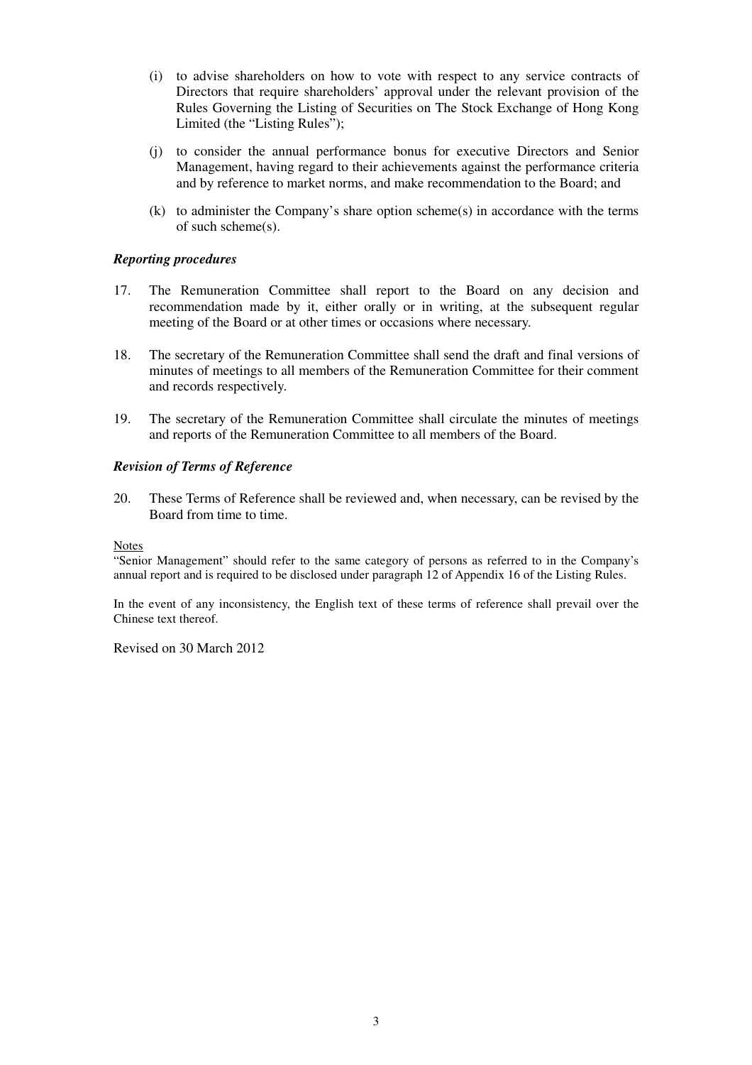(i) to advise shareholders on how to vote with respect to any service contracts of Directors that require shareholders' approval under the relevant provision of the Rules Governing the Listing of Securities on The Stock Exchange of Hong Kong Limited (the "Listing Rules");

(j) to consider the annual performance bonus for executive Directors and Senior Management, having regard to their achievements against the performance criteria and by reference to market norms, and make recommendation to the Board; and

(k) to administer the Company's share option scheme(s) in accordance with the terms of such scheme(s).

***Reporting procedures***

17. The Remuneration Committee shall report to the Board on any decision and recommendation made by it, either orally or in writing, at the subsequent regular meeting of the Board or at other times or occasions where necessary.

18. The secretary of the Remuneration Committee shall send the draft and final versions of minutes of meetings to all members of the Remuneration Committee for their comment and records respectively.

19. The secretary of the Remuneration Committee shall circulate the minutes of meetings and reports of the Remuneration Committee to all members of the Board.

***Revision of Terms of Reference***

20. These Terms of Reference shall be reviewed and, when necessary, can be revised by the Board from time to time.

Notes

"Senior Management" should refer to the same category of persons as referred to in the Company's annual report and is required to be disclosed under paragraph 12 of Appendix 16 of the Listing Rules.

In the event of any inconsistency, the English text of these terms of reference shall prevail over the Chinese text thereof.

Revised on 30 March 2012